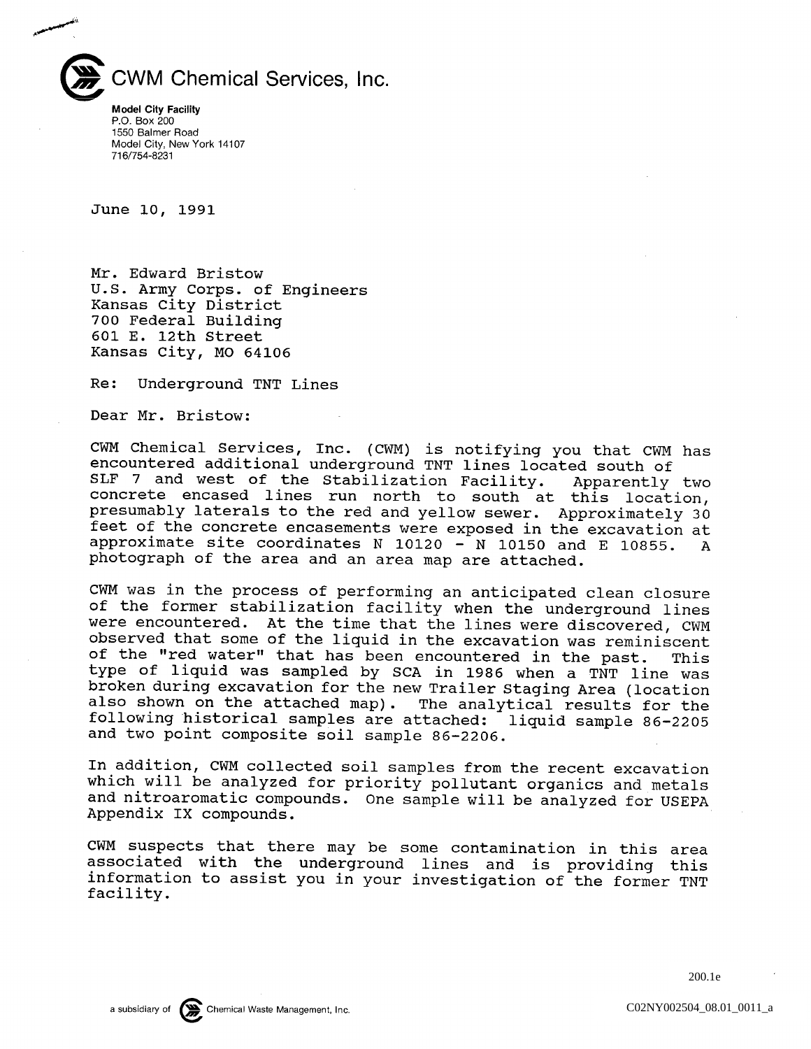# CWM Chemical Services, Inc.

**Model City Facility**
P.O. Box 200
1550 Balmer Road
Model City, New York 14107
716/754-8231

June 10, 1991

Mr. Edward Bristow
U.S. Army Corps. of Engineers
Kansas City District
700 Federal Building
601 E. 12th Street
Kansas City, MO 64106

Re: Underground TNT Lines

Dear Mr. Bristow:

CWM Chemical Services, Inc. (CWM) is notifying you that CWM has encountered additional underground TNT lines located south of SLF 7 and west of the Stabilization Facility. Apparently two concrete encased lines run north to south at this location, presumably laterals to the red and yellow sewer. Approximately 30 feet of the concrete encasements were exposed in the excavation at approximate site coordinates N 10120 - N 10150 and E 10855. A photograph of the area and an area map are attached.

CWM was in the process of performing an anticipated clean closure of the former stabilization facility when the underground lines were encountered. At the time that the lines were discovered, CWM observed that some of the liquid in the excavation was reminiscent of the "red water" that has been encountered in the past. This type of liquid was sampled by SCA in 1986 when a TNT line was broken during excavation for the new Trailer Staging Area (location also shown on the attached map). The analytical results for the following historical samples are attached: liquid sample 86-2205 and two point composite soil sample 86-2206.

In addition, CWM collected soil samples from the recent excavation which will be analyzed for priority pollutant organics and metals and nitroaromatic compounds. One sample will be analyzed for USEPA Appendix IX compounds.

CWM suspects that there may be some contamination in this area associated with the underground lines and is providing this information to assist you in your investigation of the former TNT facility.

a subsidiary of Chemical Waste Management, Inc.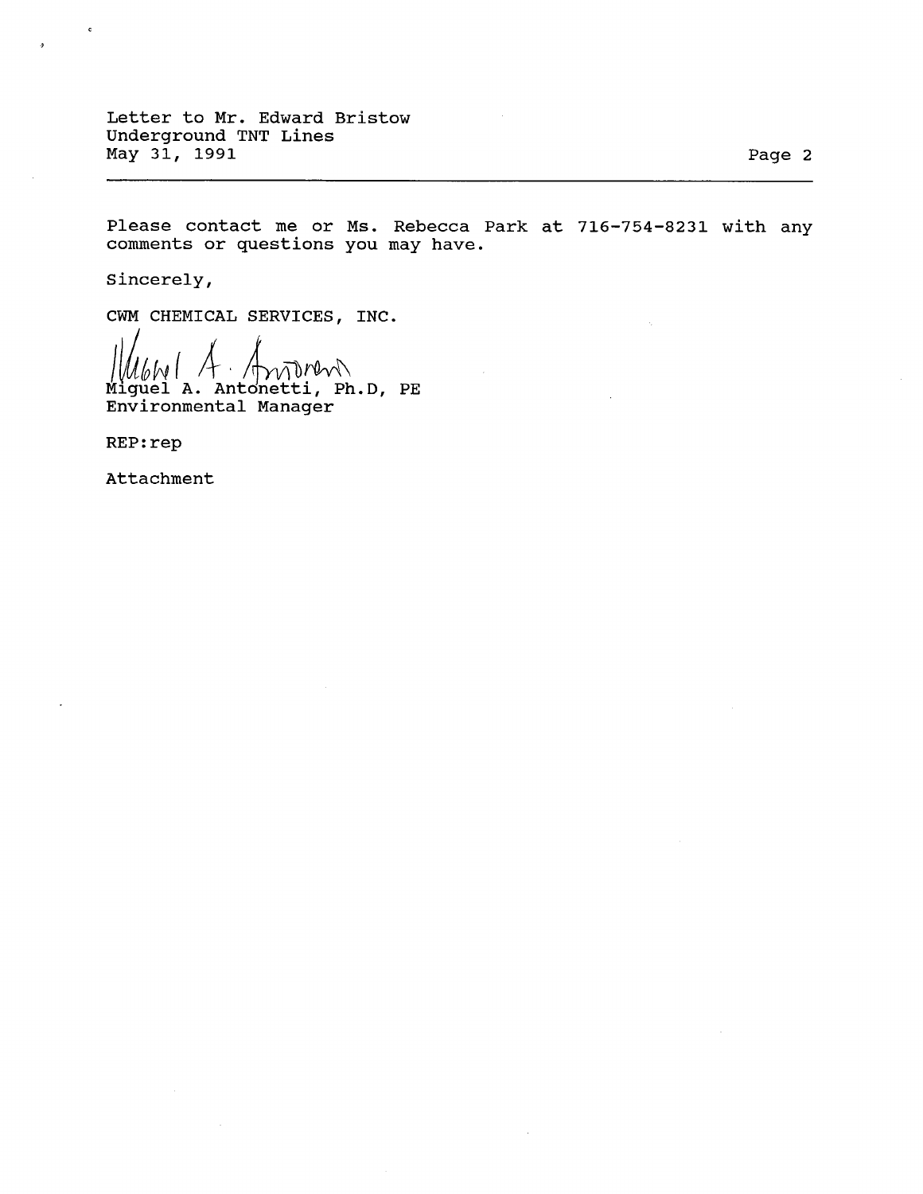Please contact me or Ms. Rebecca Park at 716-754-8231 with any comments or questions you may have.

Sincerely,

CWM CHEMICAL SERVICES, INC.

Miguel A. Antonetti, Ph.D, PE
Environmental Manager

REP:rep

Attachment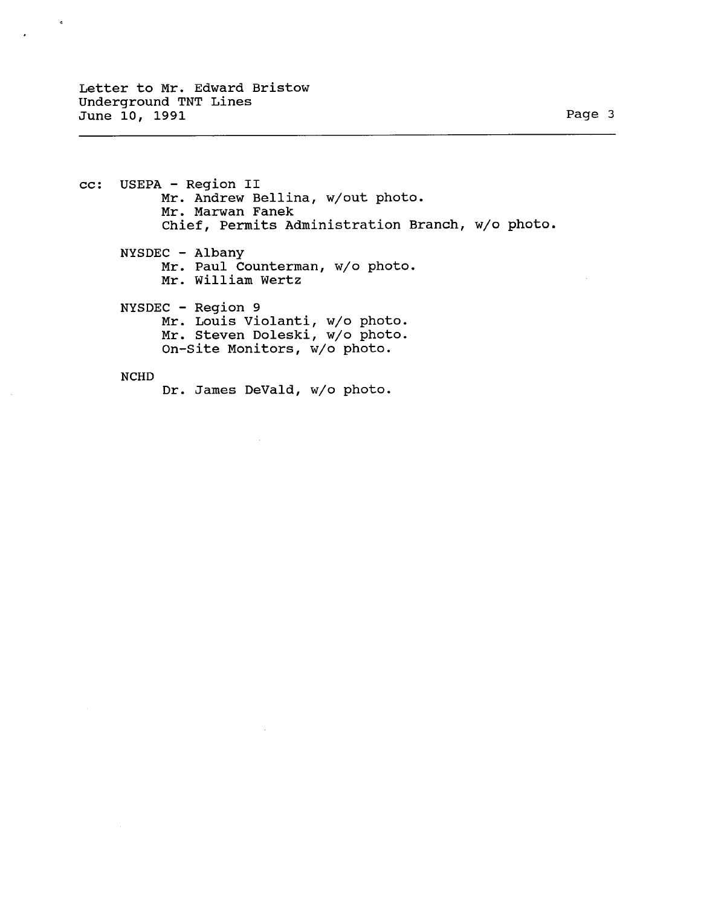cc: USEPA - Region II
- Mr. Andrew Bellina, w/out photo.
- Mr. Marwan Fanek
- Chief, Permits Administration Branch, w/o photo.

NYSDEC - Albany
- Mr. Paul Counterman, w/o photo.
- Mr. William Wertz

NYSDEC - Region 9
- Mr. Louis Violanti, w/o photo.
- Mr. Steven Doleski, w/o photo.
- On-Site Monitors, w/o photo.

NCHD
- Dr. James DeVald, w/o photo.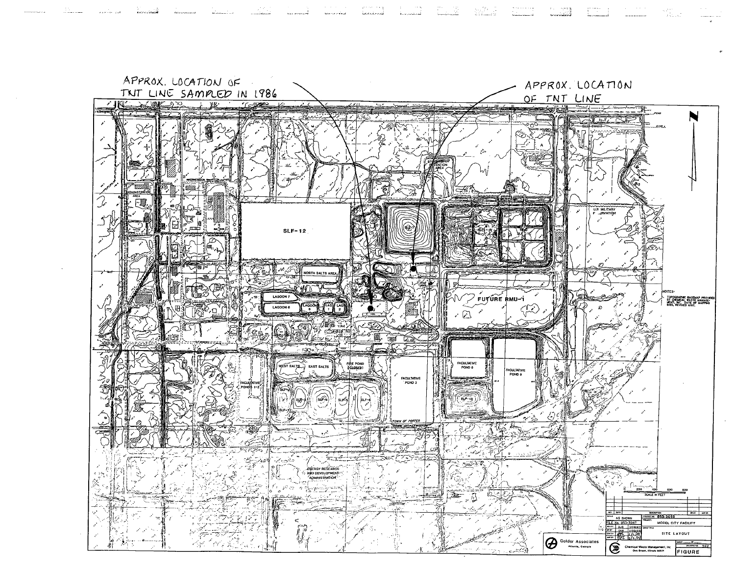APPROX. LOCATION OF TNT LINE SAMPLED IN 1986

APPROX. LOCATION OF TNT LINE

SLF-12

NORTH SALTS AREA

LAGOON 7

LAGOON 8

FUTURE RMU-1

U.S. MILITARY RESERVATION

WEST SALTS

EAST SALTS

FIRE POND (CLOSED)

FACULTATIVE POND 3

FACULTATIVE POND 8

FACULTATIVE POND 9

FACULTATIVE PONDS 1-2

SLF-10

TOWN OF PORTER

ENERGY RESEARCH AND DEVELOPMENT ADMINISTRATION

ADMINISTRATION AREA

NOTES:

TOPOGRAPHIC BASEMAP PROVIDED BY CHEMICAL WASTE MANAGEMENT, INC. DATE OF MAPPING 8/85, REVISED 6/87.

SCALE IN FEET: 0, 200, 400, 600, 800

AS SHOWN

PROJECT NO. 853-3055

FILE NO. 853-3047

MODEL CITY FACILITY

SITE LAYOUT

Golder Associates, Atlanta, Georgia

Chemical Waste Management, Inc., Oak Brook, Illinois 60521

FIGURE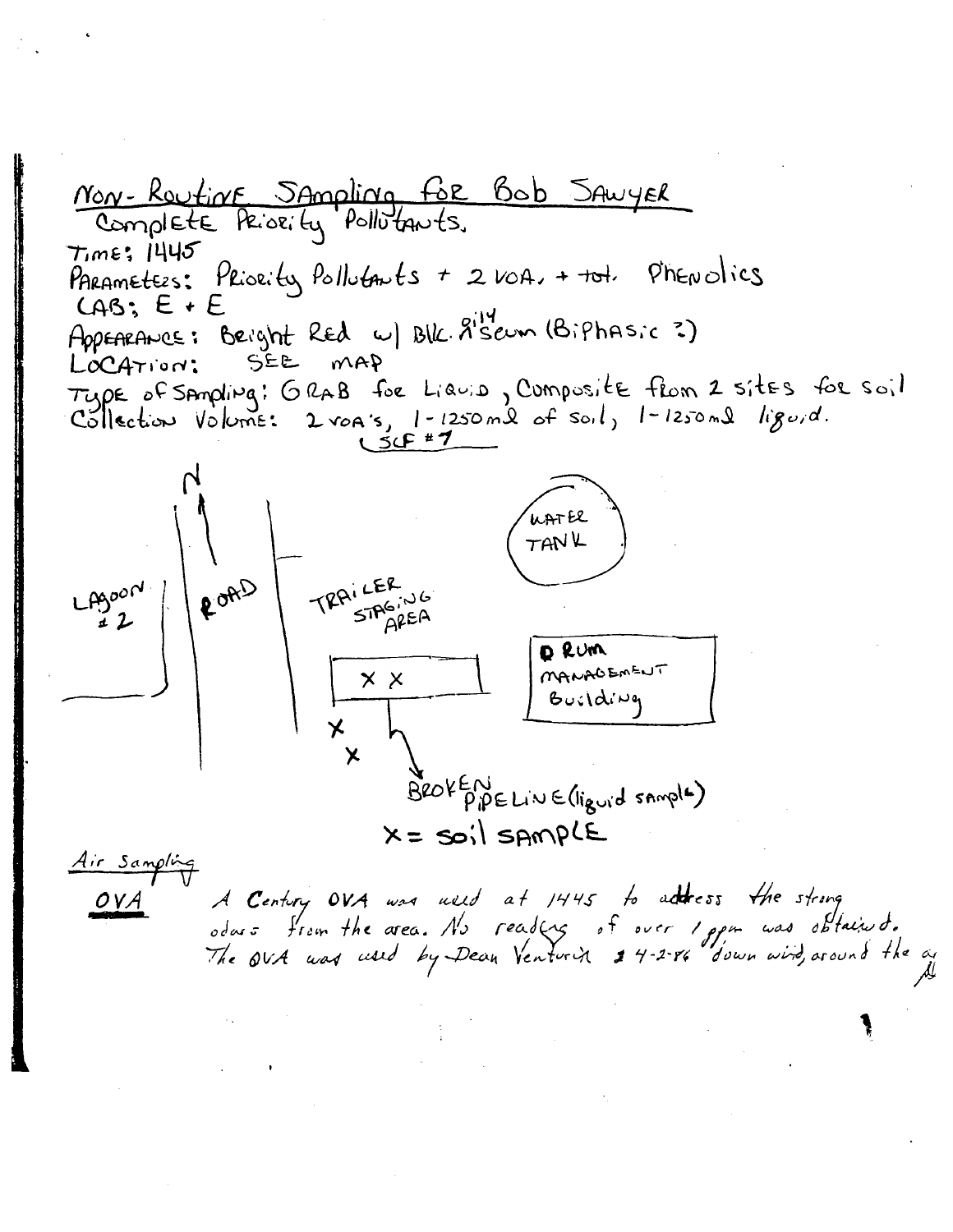# Non-Routine Sampling for Bob Sawyer

Complete Priority Pollutants.

Time: 1445

Parameters: Priority Pollutants + 2 VOA, + tot. Phenolics

LAB: E + E

Appearance: Bright Red w/ Blk. oily scum (Biphasic ?)

Location: SEE MAP

Type of Sampling: GRAB for Liquid, Composite from 2 sites for soil

Collection Volume: 2 VOA's, 1-1250 ml of soil, 1-1250 ml liquid.

(SCF #7)

N

LAGOON #2

ROAD

TRAILER STAGING AREA

X X

X

X

WATER TANK

DRUM MANAGEMENT Building

BROKEN PIPELINE (liquid sample)

X = soil SAMPLE

## Air Sampling

**OVA** A Century OVA was used at 1445 to address the strong odors from the area. No reading of over 1 ppm was obtained. The OVA was used by Dean Venturini 4-2-86 down wind, around the a[rea]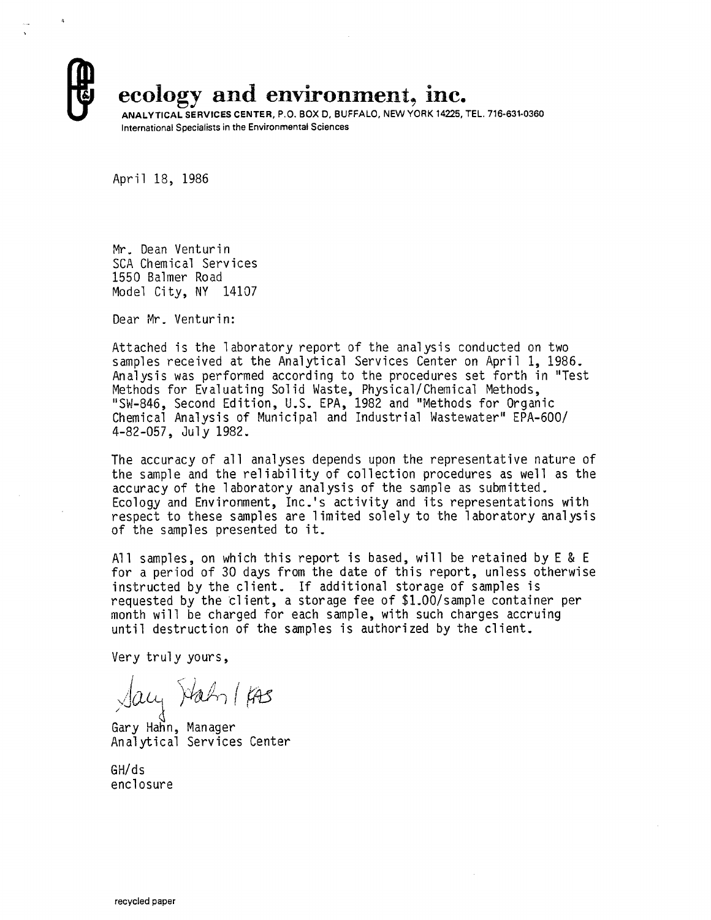# ecology and environment, inc.

**ANALYTICAL SERVICES CENTER, P.O. BOX D, BUFFALO, NEW YORK 14225, TEL. 716-631-0360**
International Specialists in the Environmental Sciences

April 18, 1986

Mr. Dean Venturin
SCA Chemical Services
1550 Balmer Road
Model City, NY 14107

Dear Mr. Venturin:

Attached is the laboratory report of the analysis conducted on two samples received at the Analytical Services Center on April 1, 1986. Analysis was performed according to the procedures set forth in "Test Methods for Evaluating Solid Waste, Physical/Chemical Methods, "SW-846, Second Edition, U.S. EPA, 1982 and "Methods for Organic Chemical Analysis of Municipal and Industrial Wastewater" EPA-600/4-82-057, July 1982.

The accuracy of all analyses depends upon the representative nature of the sample and the reliability of collection procedures as well as the accuracy of the laboratory analysis of the sample as submitted. Ecology and Environment, Inc.'s activity and its representations with respect to these samples are limited solely to the laboratory analysis of the samples presented to it.

All samples, on which this report is based, will be retained by E & E for a period of 30 days from the date of this report, unless otherwise instructed by the client. If additional storage of samples is requested by the client, a storage fee of $1.00/sample container per month will be charged for each sample, with such charges accruing until destruction of the samples is authorized by the client.

Very truly yours,

Gary Hahn / KAS

Gary Hahn, Manager
Analytical Services Center

GH/ds
enclosure

recycled paper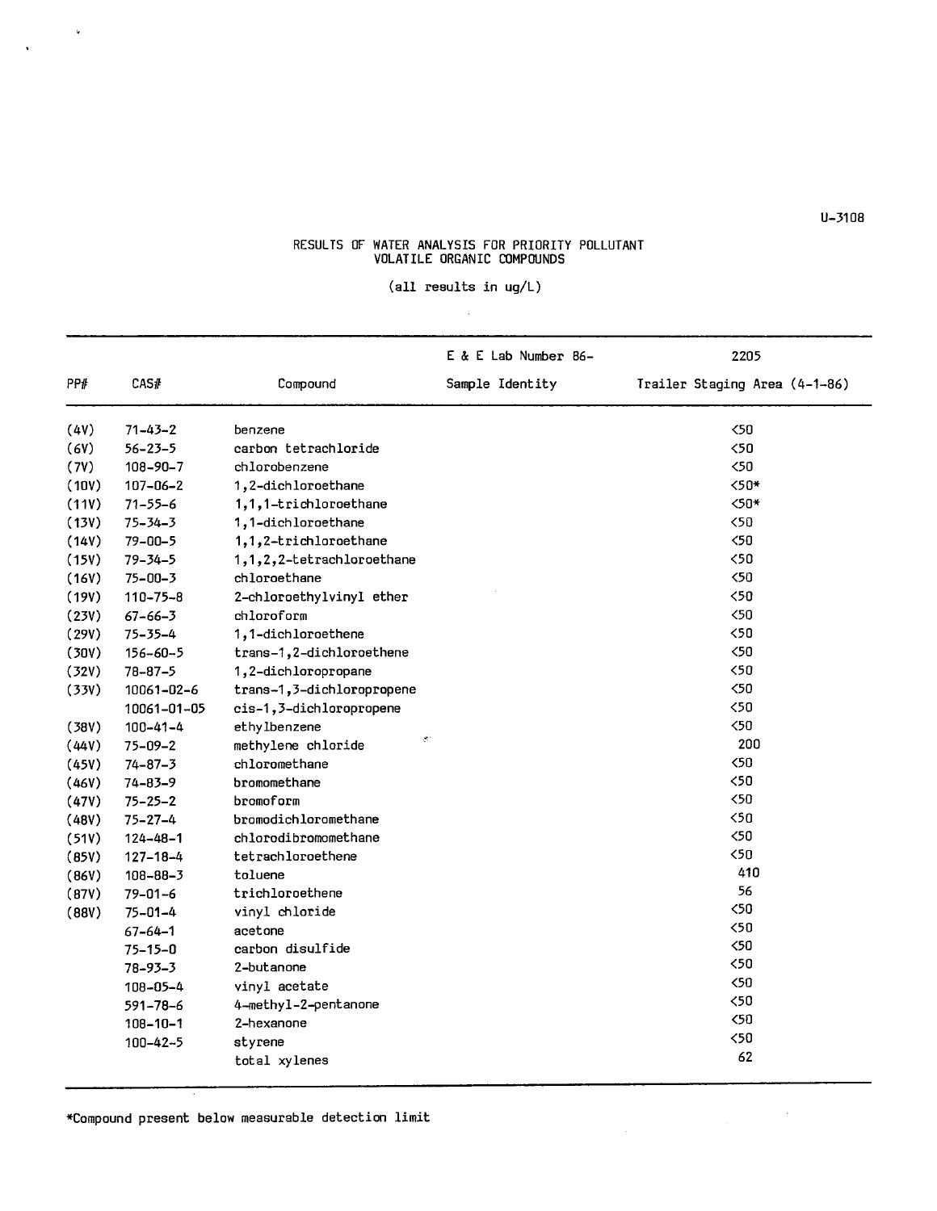U-3108

# RESULTS OF WATER ANALYSIS FOR PRIORITY POLLUTANT VOLATILE ORGANIC COMPOUNDS

(all results in ug/L)

| | | | E & E Lab Number 86- | 2205 |
|---|---|---|---|---|
| PP# | CAS# | Compound | Sample Identity | Trailer Staging Area (4-1-86) |
| (4V) | 71-43-2 | benzene | | <50 |
| (6V) | 56-23-5 | carbon tetrachloride | | <50 |
| (7V) | 108-90-7 | chlorobenzene | | <50 |
| (10V) | 107-06-2 | 1,2-dichloroethane | | <50* |
| (11V) | 71-55-6 | 1,1,1-trichloroethane | | <50* |
| (13V) | 75-34-3 | 1,1-dichloroethane | | <50 |
| (14V) | 79-00-5 | 1,1,2-trichloroethane | | <50 |
| (15V) | 79-34-5 | 1,1,2,2-tetrachloroethane | | <50 |
| (16V) | 75-00-3 | chloroethane | | <50 |
| (19V) | 110-75-8 | 2-chloroethylvinyl ether | | <50 |
| (23V) | 67-66-3 | chloroform | | <50 |
| (29V) | 75-35-4 | 1,1-dichloroethene | | <50 |
| (30V) | 156-60-5 | trans-1,2-dichloroethene | | <50 |
| (32V) | 78-87-5 | 1,2-dichloropropane | | <50 |
| (33V) | 10061-02-6 | trans-1,3-dichloropropene | | <50 |
| | 10061-01-05 | cis-1,3-dichloropropene | | <50 |
| (38V) | 100-41-4 | ethylbenzene | | <50 |
| (44V) | 75-09-2 | methylene chloride | | 200 |
| (45V) | 74-87-3 | chloromethane | | <50 |
| (46V) | 74-83-9 | bromomethane | | <50 |
| (47V) | 75-25-2 | bromoform | | <50 |
| (48V) | 75-27-4 | bromodichloromethane | | <50 |
| (51V) | 124-48-1 | chlorodibromomethane | | <50 |
| (85V) | 127-18-4 | tetrachloroethene | | <50 |
| (86V) | 108-88-3 | toluene | | 410 |
| (87V) | 79-01-6 | trichloroethene | | 56 |
| (88V) | 75-01-4 | vinyl chloride | | <50 |
| | 67-64-1 | acetone | | <50 |
| | 75-15-0 | carbon disulfide | | <50 |
| | 78-93-3 | 2-butanone | | <50 |
| | 108-05-4 | vinyl acetate | | <50 |
| | 591-78-6 | 4-methyl-2-pentanone | | <50 |
| | 108-10-1 | 2-hexanone | | <50 |
| | 100-42-5 | styrene | | <50 |
| | | total xylenes | | 62 |

*Compound present below measurable detection limit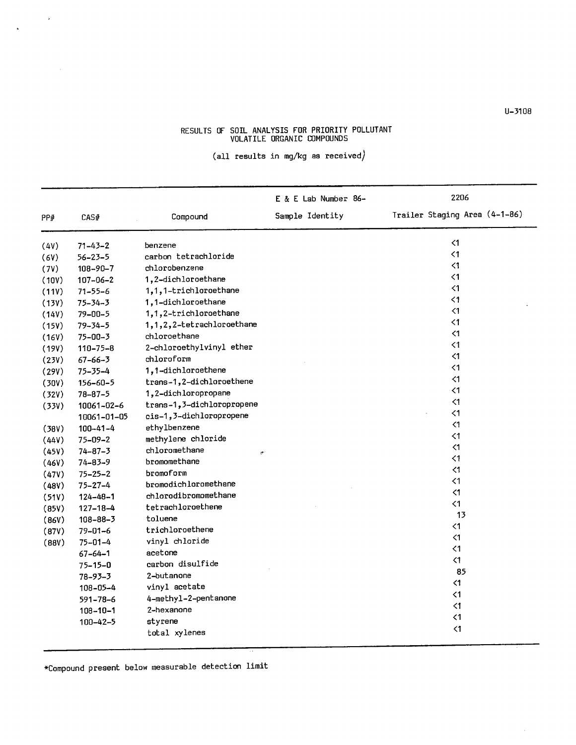U-3108

# RESULTS OF SOIL ANALYSIS FOR PRIORITY POLLUTANT VOLATILE ORGANIC COMPOUNDS

(all results in mg/kg as received)

| PP# | CAS# | Compound | E & E Lab Number 86- Sample Identity | 2206 Trailer Staging Area (4-1-86) |
|---|---|---|---|---|
| (4V) | 71-43-2 | benzene | | <1 |
| (6V) | 56-23-5 | carbon tetrachloride | | <1 |
| (7V) | 108-90-7 | chlorobenzene | | <1 |
| (10V) | 107-06-2 | 1,2-dichloroethane | | <1 |
| (11V) | 71-55-6 | 1,1,1-trichloroethane | | <1 |
| (13V) | 75-34-3 | 1,1-dichloroethane | | <1 |
| (14V) | 79-00-5 | 1,1,2-trichloroethane | | <1 |
| (15V) | 79-34-5 | 1,1,2,2-tetrachloroethane | | <1 |
| (16V) | 75-00-3 | chloroethane | | <1 |
| (19V) | 110-75-8 | 2-chloroethylvinyl ether | | <1 |
| (23V) | 67-66-3 | chloroform | | <1 |
| (29V) | 75-35-4 | 1,1-dichloroethene | | <1 |
| (30V) | 156-60-5 | trans-1,2-dichloroethene | | <1 |
| (32V) | 78-87-5 | 1,2-dichloropropane | | <1 |
| (33V) | 10061-02-6 | trans-1,3-dichloropropene | | <1 |
| | 10061-01-05 | cis-1,3-dichloropropene | | <1 |
| (38V) | 100-41-4 | ethylbenzene | | <1 |
| (44V) | 75-09-2 | methylene chloride | | <1 |
| (45V) | 74-87-3 | chloromethane | | <1 |
| (46V) | 74-83-9 | bromomethane | | <1 |
| (47V) | 75-25-2 | bromoform | | <1 |
| (48V) | 75-27-4 | bromodichloromethane | | <1 |
| (51V) | 124-48-1 | chlorodibromomethane | | <1 |
| (85V) | 127-18-4 | tetrachloroethene | | <1 |
| (86V) | 108-88-3 | toluene | | 13 |
| (87V) | 79-01-6 | trichloroethene | | <1 |
| (88V) | 75-01-4 | vinyl chloride | | <1 |
| | 67-64-1 | acetone | | <1 |
| | 75-15-0 | carbon disulfide | | <1 |
| | 78-93-3 | 2-butanone | | 85 |
| | 108-05-4 | vinyl acetate | | <1 |
| | 591-78-6 | 4-methyl-2-pentanone | | <1 |
| | 108-10-1 | 2-hexanone | | <1 |
| | 100-42-5 | styrene | | <1 |
| | | total xylenes | | <1 |

*Compound present below measurable detection limit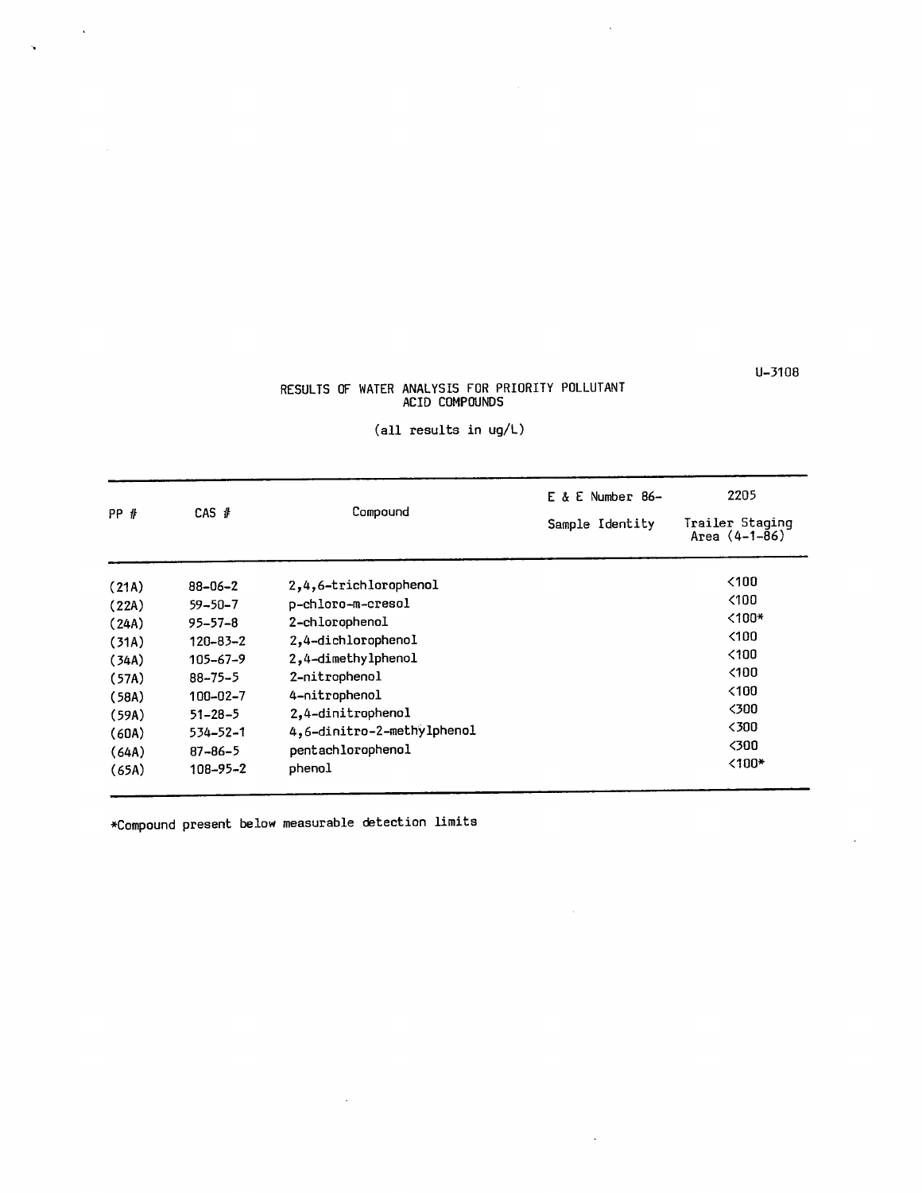U-3108

# RESULTS OF WATER ANALYSIS FOR PRIORITY POLLUTANT ACID COMPOUNDS

(all results in ug/L)

| PP # | CAS # | Compound | E & E Number 86- / Sample Identity | 2205 / Trailer Staging Area (4-1-86) |
|---|---|---|---|---|
| (21A) | 88-06-2 | 2,4,6-trichlorophenol | | <100 |
| (22A) | 59-50-7 | p-chloro-m-cresol | | <100 |
| (24A) | 95-57-8 | 2-chlorophenol | | <100* |
| (31A) | 120-83-2 | 2,4-dichlorophenol | | <100 |
| (34A) | 105-67-9 | 2,4-dimethylphenol | | <100 |
| (57A) | 88-75-5 | 2-nitrophenol | | <100 |
| (58A) | 100-02-7 | 4-nitrophenol | | <100 |
| (59A) | 51-28-5 | 2,4-dinitrophenol | | <300 |
| (60A) | 534-52-1 | 4,6-dinitro-2-methylphenol | | <300 |
| (64A) | 87-86-5 | pentachlorophenol | | <300 |
| (65A) | 108-95-2 | phenol | | <100* |

*Compound present below measurable detection limits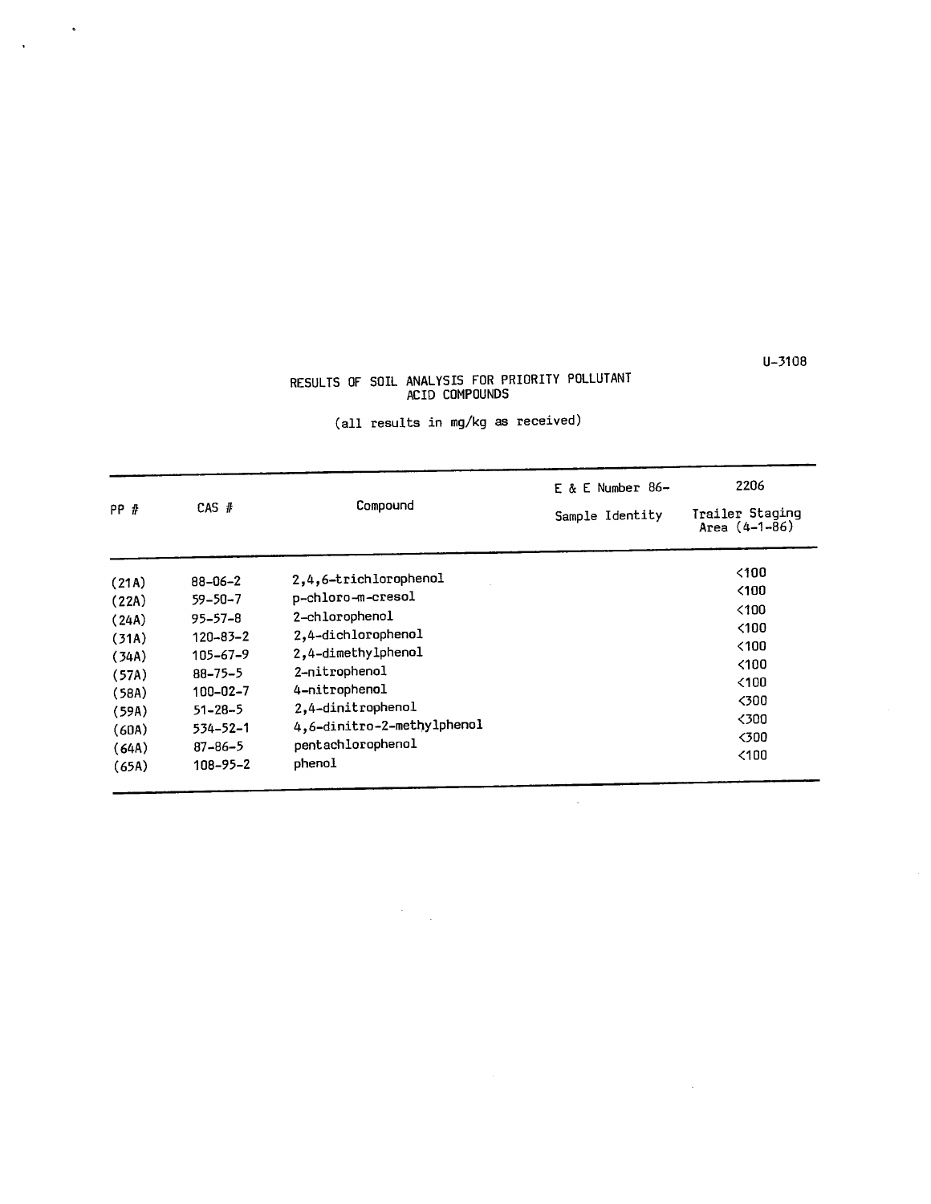U-3108

# RESULTS OF SOIL ANALYSIS FOR PRIORITY POLLUTANT ACID COMPOUNDS

(all results in mg/kg as received)

| PP # | CAS # | Compound | E & E Number 86- | 2206 |
|---|---|---|---|---|
| | | | Sample Identity | Trailer Staging Area (4-1-86) |
| (21A) | 88-06-2 | 2,4,6-trichlorophenol | | <100 |
| (22A) | 59-50-7 | p-chloro-m-cresol | | <100 |
| (24A) | 95-57-8 | 2-chlorophenol | | <100 |
| (31A) | 120-83-2 | 2,4-dichlorophenol | | <100 |
| (34A) | 105-67-9 | 2,4-dimethylphenol | | <100 |
| (57A) | 88-75-5 | 2-nitrophenol | | <100 |
| (58A) | 100-02-7 | 4-nitrophenol | | <100 |
| (59A) | 51-28-5 | 2,4-dinitrophenol | | <300 |
| (60A) | 534-52-1 | 4,6-dinitro-2-methylphenol | | <300 |
| (64A) | 87-86-5 | pentachlorophenol | | <300 |
| (65A) | 108-95-2 | phenol | | <100 |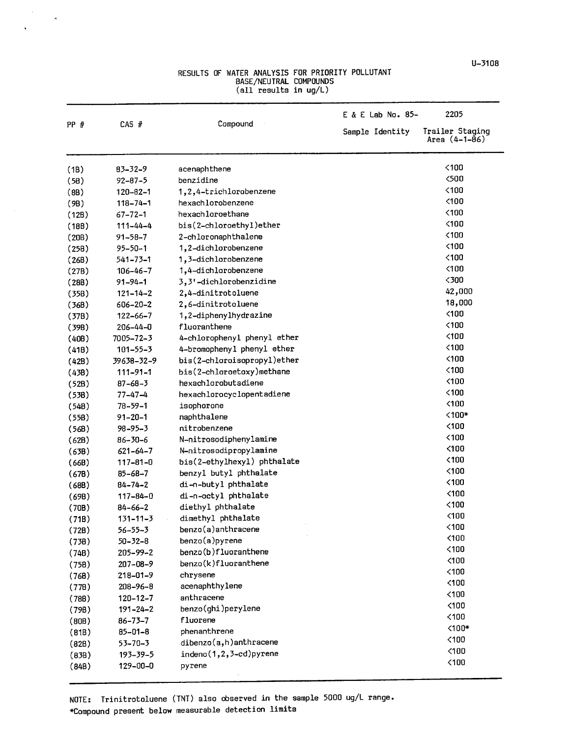U-3108

# RESULTS OF WATER ANALYSIS FOR PRIORITY POLLUTANT BASE/NEUTRAL COMPOUNDS (all results in ug/L)

| PP # | CAS # | Compound | E & E Lab No. 85- | 2205 |
|---|---|---|---|---|
| | | | Sample Identity | Trailer Staging Area (4-1-86) |
| (1B) | 83-32-9 | acenaphthene | | <100 |
| (5B) | 92-87-5 | benzidine | | <500 |
| (8B) | 120-82-1 | 1,2,4-trichlorobenzene | | <100 |
| (9B) | 118-74-1 | hexachlorobenzene | | <100 |
| (12B) | 67-72-1 | hexachloroethane | | <100 |
| (18B) | 111-44-4 | bis(2-chloroethyl)ether | | <100 |
| (20B) | 91-58-7 | 2-chloronaphthalene | | <100 |
| (25B) | 95-50-1 | 1,2-dichlorobenzene | | <100 |
| (26B) | 541-73-1 | 1,3-dichlorobenzene | | <100 |
| (27B) | 106-46-7 | 1,4-dichlorobenzene | | <100 |
| (28B) | 91-94-1 | 3,3'-dichlorobenzidine | | <300 |
| (35B) | 121-14-2 | 2,4-dinitrotoluene | | 42,000 |
| (36B) | 606-20-2 | 2,6-dinitrotoluene | | 18,000 |
| (37B) | 122-66-7 | 1,2-diphenylhydrazine | | <100 |
| (39B) | 206-44-0 | fluoranthene | | <100 |
| (40B) | 7005-72-3 | 4-chlorophenyl phenyl ether | | <100 |
| (41B) | 101-55-3 | 4-bromophenyl phenyl ether | | <100 |
| (42B) | 39638-32-9 | bis(2-chloroisopropyl)ether | | <100 |
| (43B) | 111-91-1 | bis(2-chloroetoxy)methane | | <100 |
| (52B) | 87-68-3 | hexachlorobutadiene | | <100 |
| (53B) | 77-47-4 | hexachlorocyclopentadiene | | <100 |
| (54B) | 78-59-1 | isophorone | | <100 |
| (55B) | 91-20-1 | naphthalene | | <100* |
| (56B) | 98-95-3 | nitrobenzene | | <100 |
| (62B) | 86-30-6 | N-nitrosodiphenylamine | | <100 |
| (63B) | 621-64-7 | N-nitrosodipropylamine | | <100 |
| (66B) | 117-81-0 | bis(2-ethylhexyl) phthalate | | <100 |
| (67B) | 85-68-7 | benzyl butyl phthalate | | <100 |
| (68B) | 84-74-2 | di-n-butyl phthalate | | <100 |
| (69B) | 117-84-0 | di-n-octyl phthalate | | <100 |
| (70B) | 84-66-2 | diethyl phthalate | | <100 |
| (71B) | 131-11-3 | dimethyl phthalate | | <100 |
| (72B) | 56-55-3 | benzo(a)anthracene | | <100 |
| (73B) | 50-32-8 | benzo(a)pyrene | | <100 |
| (74B) | 205-99-2 | benzo(b)fluoranthene | | <100 |
| (75B) | 207-08-9 | benzo(k)fluoranthene | | <100 |
| (76B) | 218-01-9 | chrysene | | <100 |
| (77B) | 208-96-8 | acenaphthylene | | <100 |
| (78B) | 120-12-7 | anthracene | | <100 |
| (79B) | 191-24-2 | benzo(ghi)perylene | | <100 |
| (80B) | 86-73-7 | fluorene | | <100 |
| (81B) | 85-01-8 | phenanthrene | | <100* |
| (82B) | 53-70-3 | dibenzo(a,h)anthracene | | <100 |
| (83B) | 193-39-5 | indeno(1,2,3-cd)pyrene | | <100 |
| (84B) | 129-00-0 | pyrene | | <100 |

NOTE: Trinitrotoluene (TNT) also observed in the sample 5000 ug/L range.
*Compound present below measurable detection limits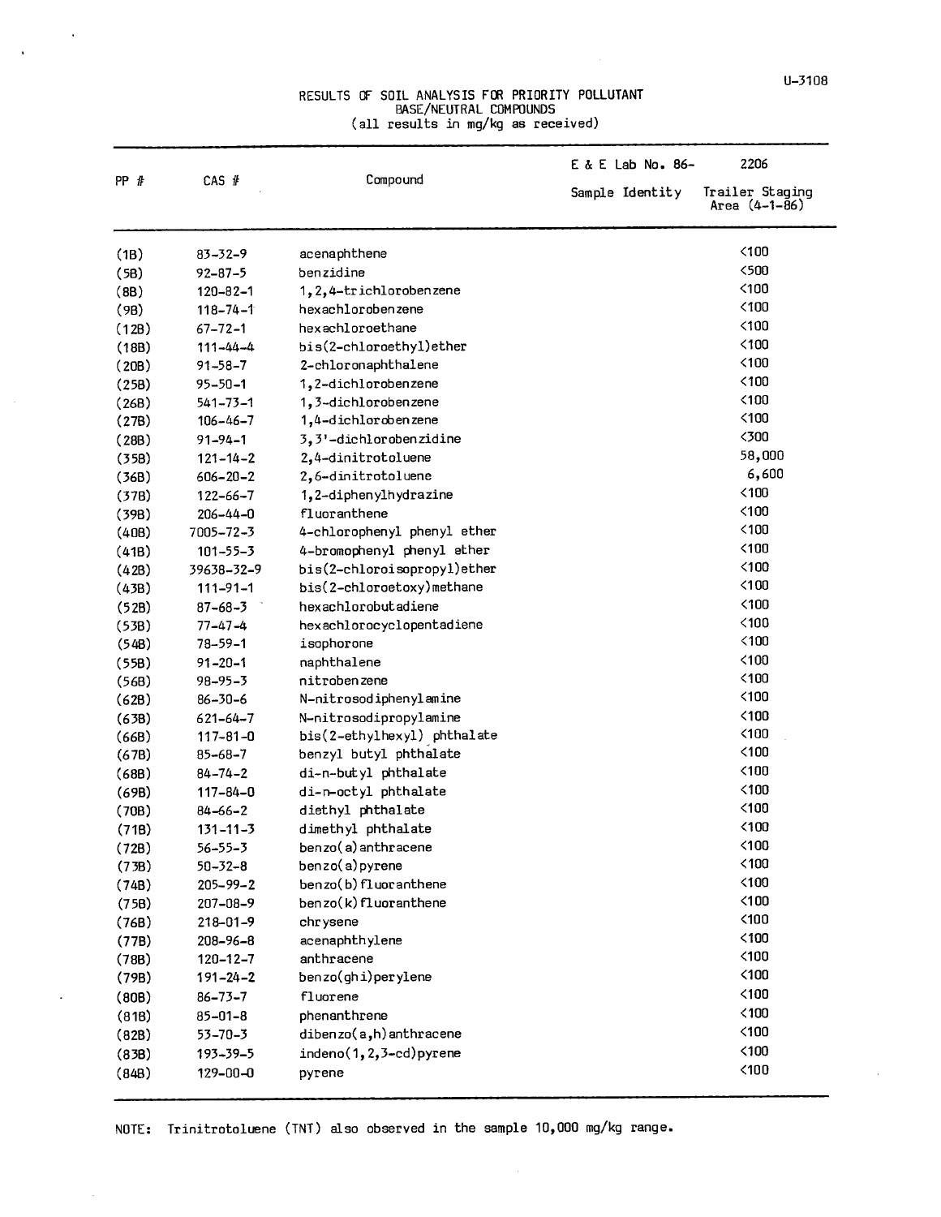U-3108

# RESULTS OF SOIL ANALYSIS FOR PRIORITY POLLUTANT BASE/NEUTRAL COMPOUNDS
(all results in mg/kg as received)

| PP # | CAS # | Compound | E & E Lab No. 86- | 2206 |
|---|---|---|---|---|
| | | | Sample Identity | Trailer Staging Area (4-1-86) |
| (1B) | 83-32-9 | acenaphthene | | <100 |
| (5B) | 92-87-5 | benzidine | | <500 |
| (8B) | 120-82-1 | 1,2,4-trichlorobenzene | | <100 |
| (9B) | 118-74-1 | hexachlorobenzene | | <100 |
| (12B) | 67-72-1 | hexachloroethane | | <100 |
| (18B) | 111-44-4 | bis(2-chloroethyl)ether | | <100 |
| (20B) | 91-58-7 | 2-chloronaphthalene | | <100 |
| (25B) | 95-50-1 | 1,2-dichlorobenzene | | <100 |
| (26B) | 541-73-1 | 1,3-dichlorobenzene | | <100 |
| (27B) | 106-46-7 | 1,4-dichlorobenzene | | <100 |
| (28B) | 91-94-1 | 3,3'-dichlorobenzidine | | <300 |
| (35B) | 121-14-2 | 2,4-dinitrotoluene | | 58,000 |
| (36B) | 606-20-2 | 2,6-dinitrotoluene | | 6,600 |
| (37B) | 122-66-7 | 1,2-diphenylhydrazine | | <100 |
| (39B) | 206-44-0 | fluoranthene | | <100 |
| (40B) | 7005-72-3 | 4-chlorophenyl phenyl ether | | <100 |
| (41B) | 101-55-3 | 4-bromophenyl phenyl ether | | <100 |
| (42B) | 39638-32-9 | bis(2-chloroisopropyl)ether | | <100 |
| (43B) | 111-91-1 | bis(2-chloroetoxy)methane | | <100 |
| (52B) | 87-68-3 | hexachlorobutadiene | | <100 |
| (53B) | 77-47-4 | hexachlorocyclopentadiene | | <100 |
| (54B) | 78-59-1 | isophorone | | <100 |
| (55B) | 91-20-1 | naphthalene | | <100 |
| (56B) | 98-95-3 | nitrobenzene | | <100 |
| (62B) | 86-30-6 | N-nitrosodiphenylamine | | <100 |
| (63B) | 621-64-7 | N-nitrosodipropylamine | | <100 |
| (66B) | 117-81-0 | bis(2-ethylhexyl) phthalate | | <100 |
| (67B) | 85-68-7 | benzyl butyl phthalate | | <100 |
| (68B) | 84-74-2 | di-n-butyl phthalate | | <100 |
| (69B) | 117-84-0 | di-n-octyl phthalate | | <100 |
| (70B) | 84-66-2 | diethyl phthalate | | <100 |
| (71B) | 131-11-3 | dimethyl phthalate | | <100 |
| (72B) | 56-55-3 | benzo(a)anthracene | | <100 |
| (73B) | 50-32-8 | benzo(a)pyrene | | <100 |
| (74B) | 205-99-2 | benzo(b)fluoranthene | | <100 |
| (75B) | 207-08-9 | benzo(k)fluoranthene | | <100 |
| (76B) | 218-01-9 | chrysene | | <100 |
| (77B) | 208-96-8 | acenaphthylene | | <100 |
| (78B) | 120-12-7 | anthracene | | <100 |
| (79B) | 191-24-2 | benzo(ghi)perylene | | <100 |
| (80B) | 86-73-7 | fluorene | | <100 |
| (81B) | 85-01-8 | phenanthrene | | <100 |
| (82B) | 53-70-3 | dibenzo(a,h)anthracene | | <100 |
| (83B) | 193-39-5 | indeno(1,2,3-cd)pyrene | | <100 |
| (84B) | 129-00-0 | pyrene | | <100 |

NOTE: Trinitrotoluene (TNT) also observed in the sample 10,000 mg/kg range.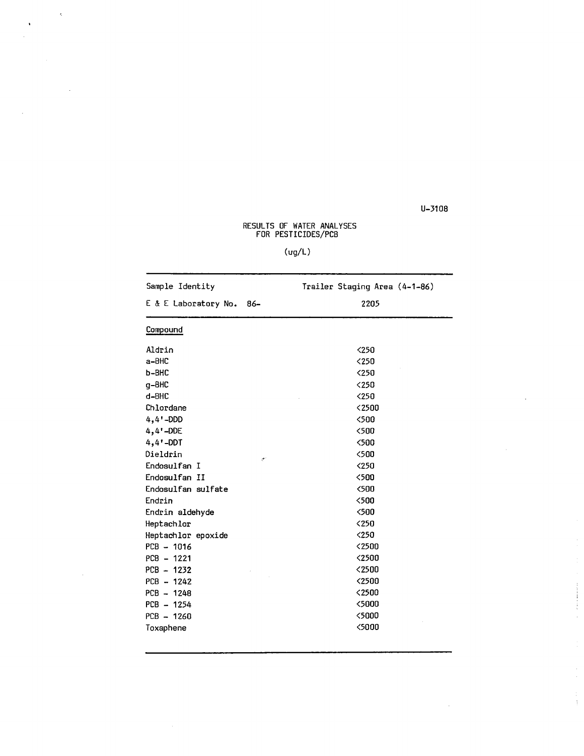U-3108

# RESULTS OF WATER ANALYSES FOR PESTICIDES/PCB

(ug/L)

| Sample Identity | Trailer Staging Area (4-1-86) |
|---|---|
| E & E Laboratory No. 86- | 2205 |
| Compound | |
| Aldrin | <250 |
| a-BHC | <250 |
| b-BHC | <250 |
| g-BHC | <250 |
| d-BHC | <250 |
| Chlordane | <2500 |
| 4,4'-DDD | <500 |
| 4,4'-DDE | <500 |
| 4,4'-DDT | <500 |
| Dieldrin | <500 |
| Endosulfan I | <250 |
| Endosulfan II | <500 |
| Endosulfan sulfate | <500 |
| Endrin | <500 |
| Endrin aldehyde | <500 |
| Heptachlor | <250 |
| Heptachlor epoxide | <250 |
| PCB - 1016 | <2500 |
| PCB - 1221 | <2500 |
| PCB - 1232 | <2500 |
| PCB - 1242 | <2500 |
| PCB - 1248 | <2500 |
| PCB - 1254 | <5000 |
| PCB - 1260 | <5000 |
| Toxaphene | <5000 |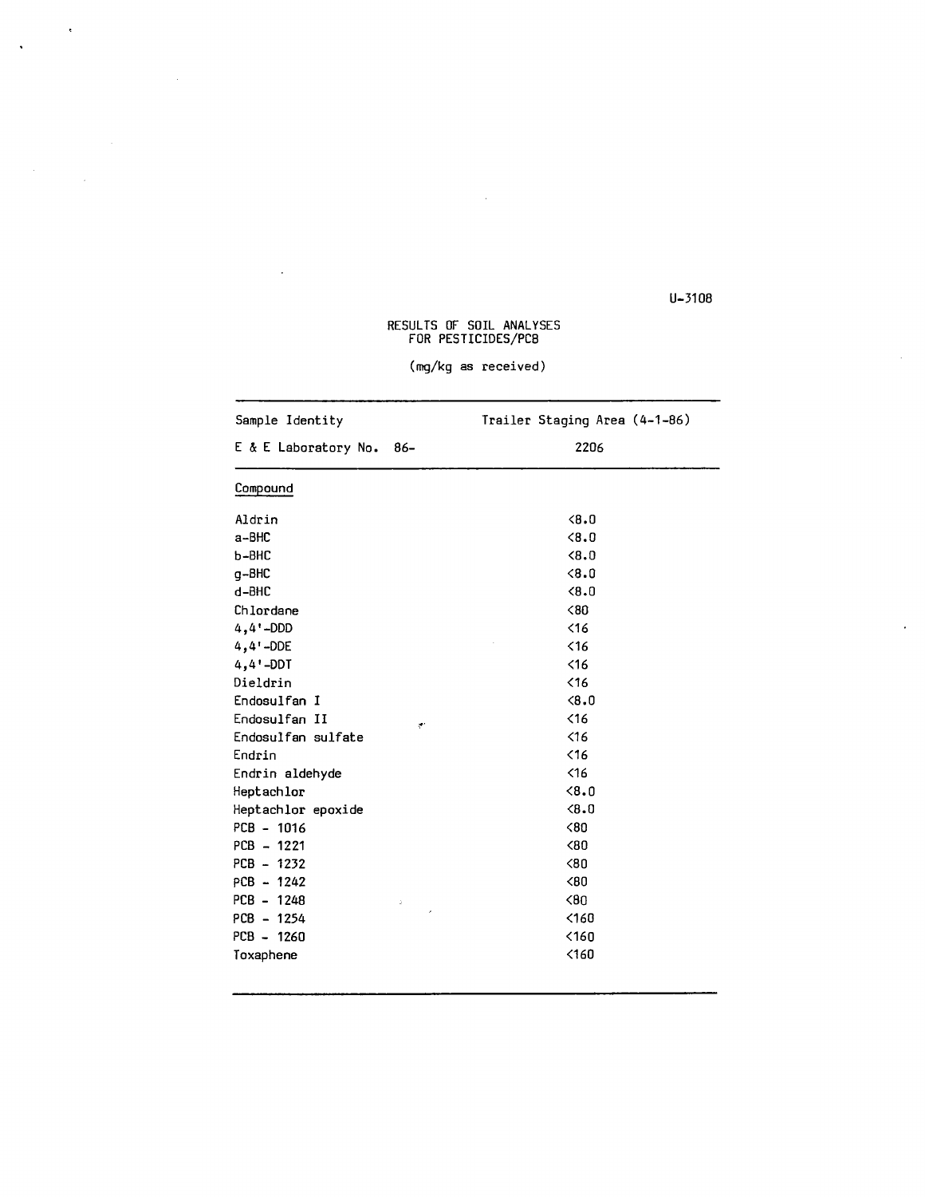U-3108

# RESULTS OF SOIL ANALYSES FOR PESTICIDES/PCB

(mg/kg as received)

| Sample Identity | Trailer Staging Area (4-1-86) |
|---|---|
| E & E Laboratory No. 86- | 2206 |
| <u>Compound</u> | |
| Aldrin | <8.0 |
| a-BHC | <8.0 |
| b-BHC | <8.0 |
| g-BHC | <8.0 |
| d-BHC | <8.0 |
| Chlordane | <80 |
| 4,4'-DDD | <16 |
| 4,4'-DDE | <16 |
| 4,4'-DDT | <16 |
| Dieldrin | <16 |
| Endosulfan I | <8.0 |
| Endosulfan II | <16 |
| Endosulfan sulfate | <16 |
| Endrin | <16 |
| Endrin aldehyde | <16 |
| Heptachlor | <8.0 |
| Heptachlor epoxide | <8.0 |
| PCB - 1016 | <80 |
| PCB - 1221 | <80 |
| PCB - 1232 | <80 |
| PCB - 1242 | <80 |
| PCB - 1248 | <80 |
| PCB - 1254 | <160 |
| PCB - 1260 | <160 |
| Toxaphene | <160 |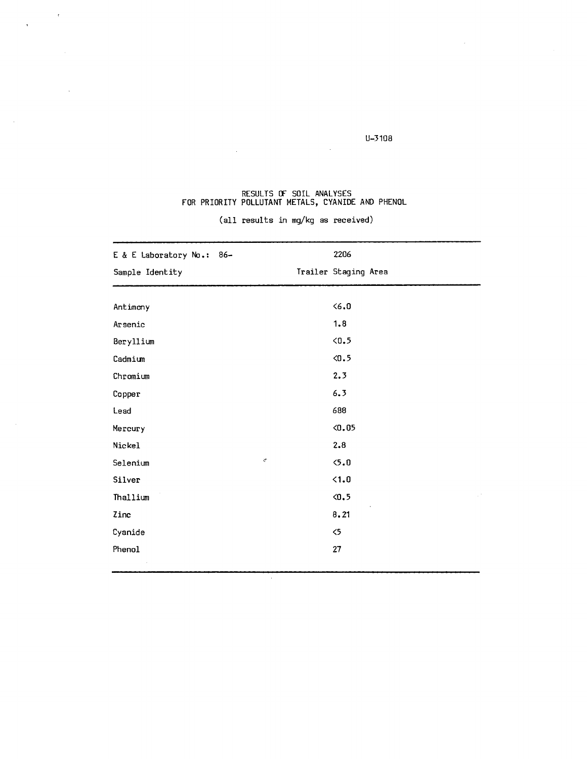U-3108

# RESULTS OF SOIL ANALYSES FOR PRIORITY POLLUTANT METALS, CYANIDE AND PHENOL

(all results in mg/kg as received)

| E & E Laboratory No.: 86- | 2206 |
|---|---|
| Sample Identity | Trailer Staging Area |
| Antimony | <6.0 |
| Arsenic | 1.8 |
| Beryllium | <0.5 |
| Cadmium | <0.5 |
| Chromium | 2.3 |
| Copper | 6.3 |
| Lead | 688 |
| Mercury | <0.05 |
| Nickel | 2.8 |
| Selenium | <5.0 |
| Silver | <1.0 |
| Thallium | <0.5 |
| Zinc | 8.21 |
| Cyanide | <5 |
| Phenol | 27 |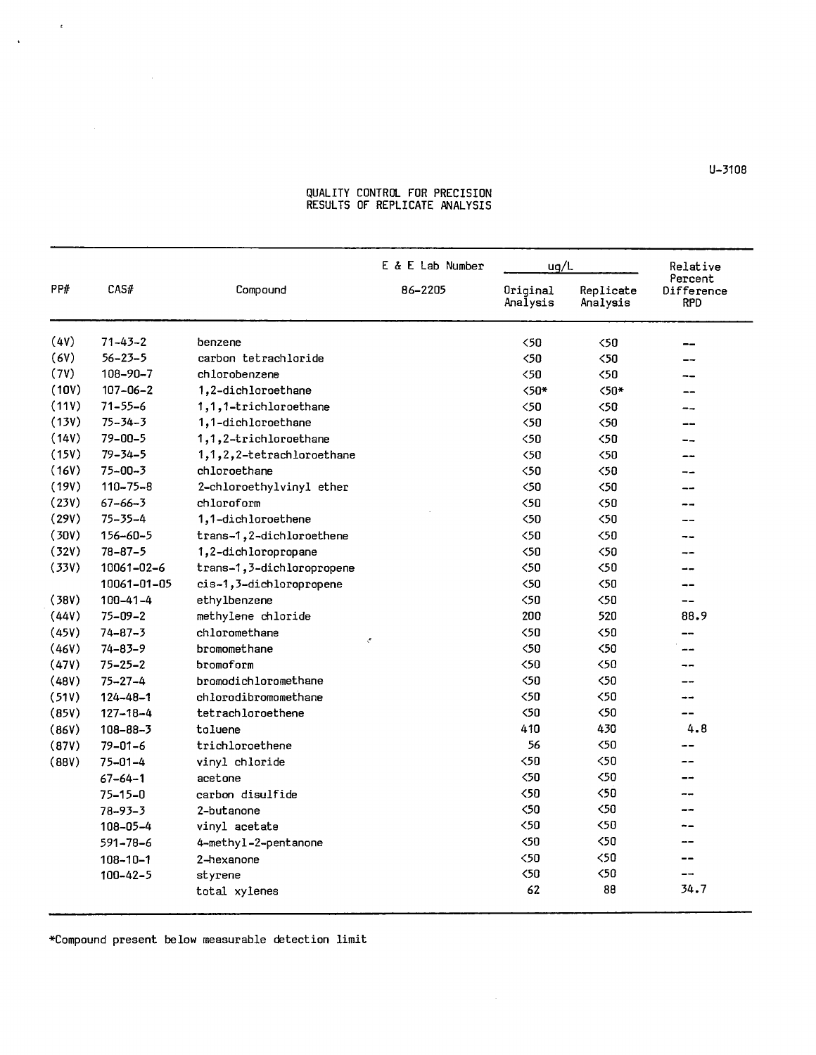U-3108

# QUALITY CONTROL FOR PRECISION
## RESULTS OF REPLICATE ANALYSIS

| PP# | CAS# | Compound | E & E Lab Number 86-2205 | ug/L Original Analysis | ug/L Replicate Analysis | Relative Percent Difference RPD |
|---|---|---|---|---|---|---|
| (4V) | 71-43-2 | benzene | | <50 | <50 | -- |
| (6V) | 56-23-5 | carbon tetrachloride | | <50 | <50 | -- |
| (7V) | 108-90-7 | chlorobenzene | | <50 | <50 | -- |
| (10V) | 107-06-2 | 1,2-dichloroethane | | <50* | <50* | -- |
| (11V) | 71-55-6 | 1,1,1-trichloroethane | | <50 | <50 | -- |
| (13V) | 75-34-3 | 1,1-dichloroethane | | <50 | <50 | -- |
| (14V) | 79-00-5 | 1,1,2-trichloroethane | | <50 | <50 | -- |
| (15V) | 79-34-5 | 1,1,2,2-tetrachloroethane | | <50 | <50 | -- |
| (16V) | 75-00-3 | chloroethane | | <50 | <50 | -- |
| (19V) | 110-75-8 | 2-chloroethylvinyl ether | | <50 | <50 | -- |
| (23V) | 67-66-3 | chloroform | | <50 | <50 | -- |
| (29V) | 75-35-4 | 1,1-dichloroethene | | <50 | <50 | -- |
| (30V) | 156-60-5 | trans-1,2-dichloroethene | | <50 | <50 | -- |
| (32V) | 78-87-5 | 1,2-dichloropropane | | <50 | <50 | -- |
| (33V) | 10061-02-6 | trans-1,3-dichloropropene | | <50 | <50 | -- |
| | 10061-01-05 | cis-1,3-dichloropropene | | <50 | <50 | -- |
| (38V) | 100-41-4 | ethylbenzene | | <50 | <50 | -- |
| (44V) | 75-09-2 | methylene chloride | | 200 | 520 | 88.9 |
| (45V) | 74-87-3 | chloromethane | | <50 | <50 | -- |
| (46V) | 74-83-9 | bromomethane | | <50 | <50 | -- |
| (47V) | 75-25-2 | bromoform | | <50 | <50 | -- |
| (48V) | 75-27-4 | bromodichloromethane | | <50 | <50 | -- |
| (51V) | 124-48-1 | chlorodibromomethane | | <50 | <50 | -- |
| (85V) | 127-18-4 | tetrachloroethene | | <50 | <50 | -- |
| (86V) | 108-88-3 | toluene | | 410 | 430 | 4.8 |
| (87V) | 79-01-6 | trichloroethene | | 56 | <50 | -- |
| (88V) | 75-01-4 | vinyl chloride | | <50 | <50 | -- |
| | 67-64-1 | acetone | | <50 | <50 | -- |
| | 75-15-0 | carbon disulfide | | <50 | <50 | -- |
| | 78-93-3 | 2-butanone | | <50 | <50 | -- |
| | 108-05-4 | vinyl acetate | | <50 | <50 | -- |
| | 591-78-6 | 4-methyl-2-pentanone | | <50 | <50 | -- |
| | 108-10-1 | 2-hexanone | | <50 | <50 | -- |
| | 100-42-5 | styrene | | <50 | <50 | -- |
| | | total xylenes | | 62 | 88 | 34.7 |

*Compound present below measurable detection limit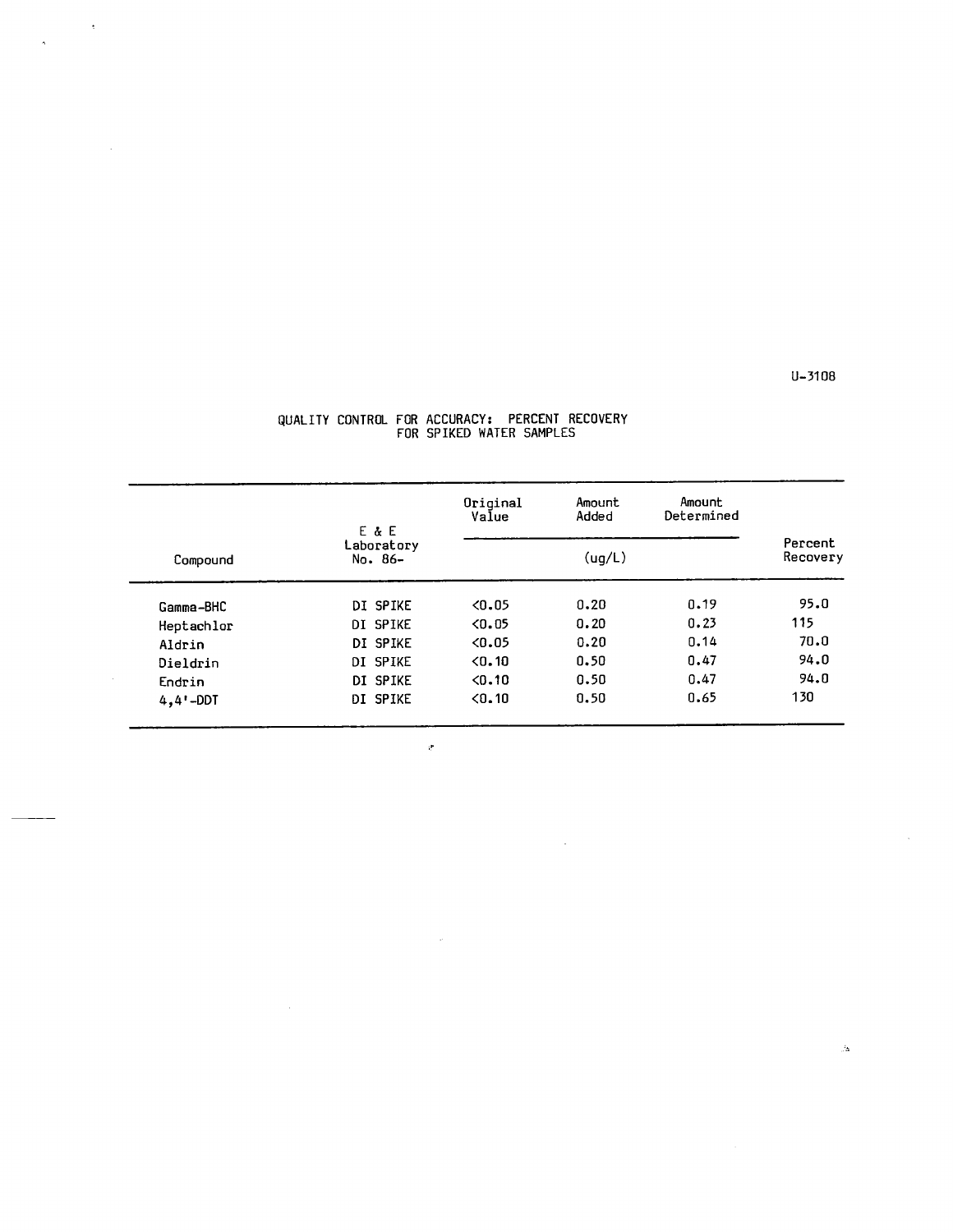U-3108

## QUALITY CONTROL FOR ACCURACY: PERCENT RECOVERY FOR SPIKED WATER SAMPLES

| Compound | E & E Laboratory No. 86- | Original Value (ug/L) | Amount Added (ug/L) | Amount Determined (ug/L) | Percent Recovery |
|---|---|---|---|---|---|
| Gamma-BHC | DI SPIKE | <0.05 | 0.20 | 0.19 | 95.0 |
| Heptachlor | DI SPIKE | <0.05 | 0.20 | 0.23 | 115 |
| Aldrin | DI SPIKE | <0.05 | 0.20 | 0.14 | 70.0 |
| Dieldrin | DI SPIKE | <0.10 | 0.50 | 0.47 | 94.0 |
| Endrin | DI SPIKE | <0.10 | 0.50 | 0.47 | 94.0 |
| 4,4'-DDT | DI SPIKE | <0.10 | 0.50 | 0.65 | 130 |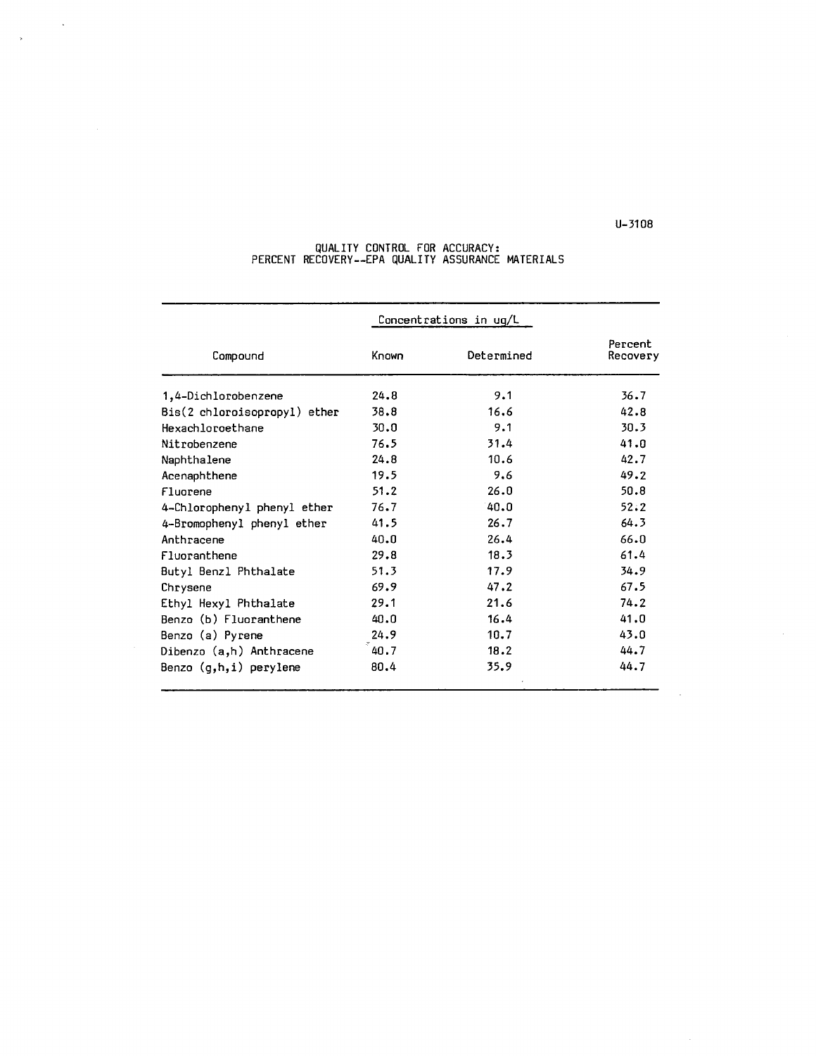U-3108

## QUALITY CONTROL FOR ACCURACY: PERCENT RECOVERY--EPA QUALITY ASSURANCE MATERIALS

| Compound | Concentrations in ug/L | | Percent Recovery |
|---|---|---|---|
| | Known | Determined | |
| 1,4-Dichlorobenzene | 24.8 | 9.1 | 36.7 |
| Bis(2 chloroisopropyl) ether | 38.8 | 16.6 | 42.8 |
| Hexachloroethane | 30.0 | 9.1 | 30.3 |
| Nitrobenzene | 76.5 | 31.4 | 41.0 |
| Naphthalene | 24.8 | 10.6 | 42.7 |
| Acenaphthene | 19.5 | 9.6 | 49.2 |
| Fluorene | 51.2 | 26.0 | 50.8 |
| 4-Chlorophenyl phenyl ether | 76.7 | 40.0 | 52.2 |
| 4-Bromophenyl phenyl ether | 41.5 | 26.7 | 64.3 |
| Anthracene | 40.0 | 26.4 | 66.0 |
| Fluoranthene | 29.8 | 18.3 | 61.4 |
| Butyl Benzl Phthalate | 51.3 | 17.9 | 34.9 |
| Chrysene | 69.9 | 47.2 | 67.5 |
| Ethyl Hexyl Phthalate | 29.1 | 21.6 | 74.2 |
| Benzo (b) Fluoranthene | 40.0 | 16.4 | 41.0 |
| Benzo (a) Pyrene | 24.9 | 10.7 | 43.0 |
| Dibenzo (a,h) Anthracene | 40.7 | 18.2 | 44.7 |
| Benzo (g,h,i) perylene | 80.4 | 35.9 | 44.7 |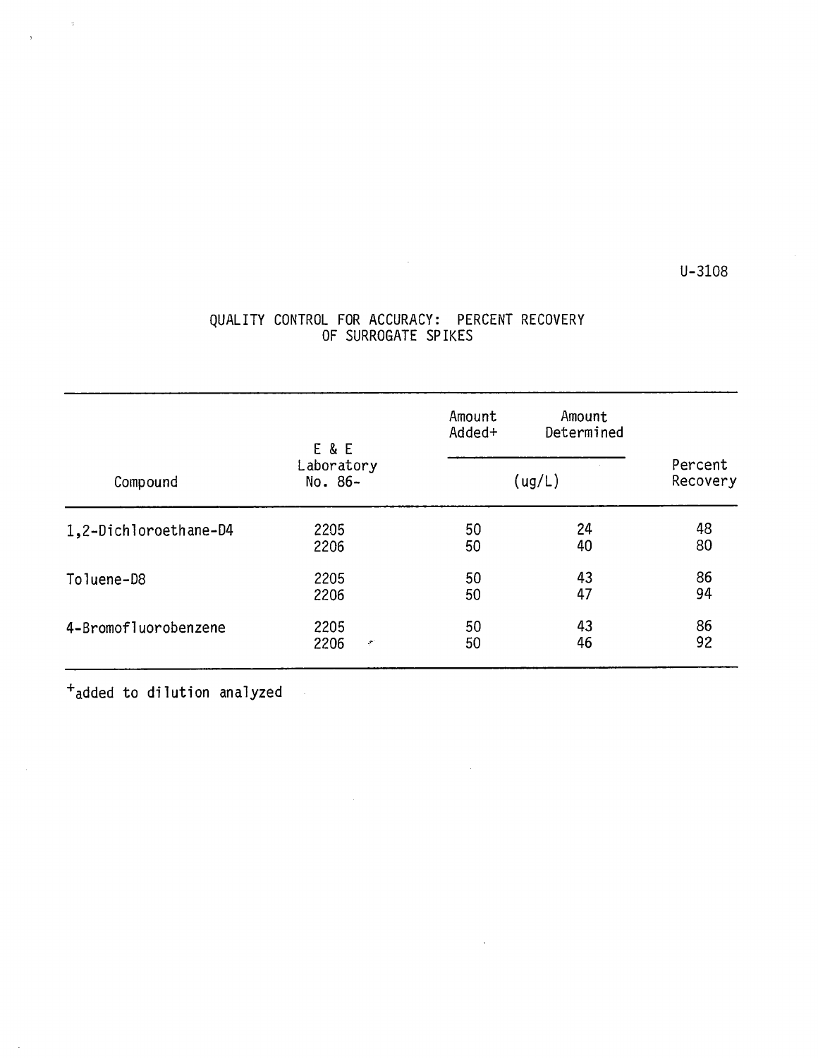U-3108

## QUALITY CONTROL FOR ACCURACY: PERCENT RECOVERY OF SURROGATE SPIKES

| Compound | E & E Laboratory No. 86- | Amount Added+ (ug/L) | Amount Determined (ug/L) | Percent Recovery |
|---|---|---|---|---|
| 1,2-Dichloroethane-D4 | 2205 | 50 | 24 | 48 |
| | 2206 | 50 | 40 | 80 |
| Toluene-D8 | 2205 | 50 | 43 | 86 |
| | 2206 | 50 | 47 | 94 |
| 4-Bromofluorobenzene | 2205 | 50 | 43 | 86 |
| | 2206 | 50 | 46 | 92 |

+added to dilution analyzed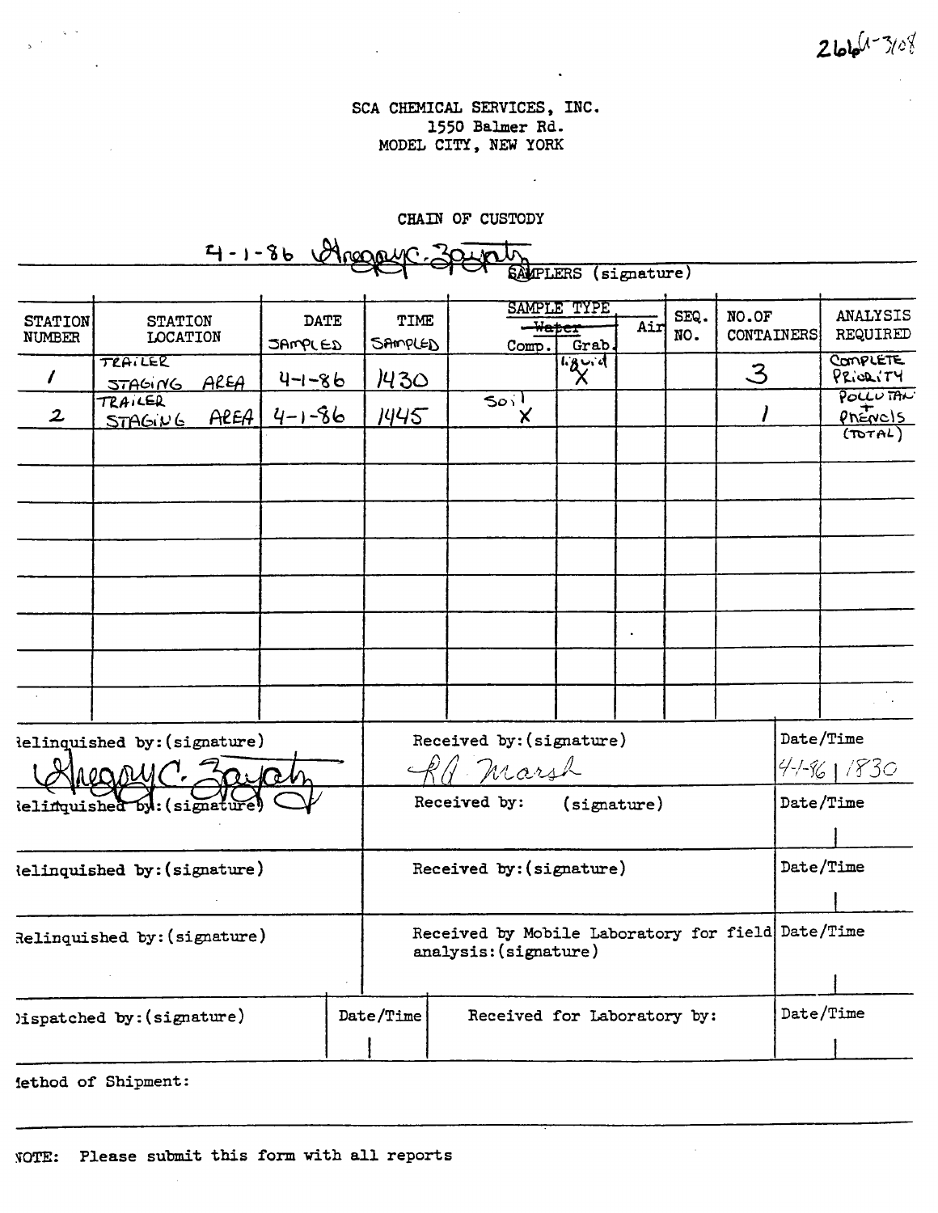2666-3108

SCA CHEMICAL SERVICES, INC.
1550 Balmer Rd.
MODEL CITY, NEW YORK

## CHAIN OF CUSTODY

4-1-86 Gregory C. Zayatz
SAMPLERS (signature)

| STATION NUMBER | STATION LOCATION | DATE SAMPLED | TIME SAMPLED | SAMPLE TYPE ~~Water~~ Comp. | Grab. | Air | SEQ. NO. | NO. OF CONTAINERS | ANALYSIS REQUIRED |
|---|---|---|---|---|---|---|---|---|---|
| 1 | TRAILER STAGING AREA | 4-1-86 | 1430 | | liquid X | | | 3 | COMPLETE PRIORITY POLLUTANT + PHENOLS (TOTAL) |
| 2 | TRAILER STAGING AREA | 4-1-86 | 1445 | soil X | | | | 1 | |

| Relinquished by: (signature) | Received by: (signature) | Date/Time |
|---|---|---|
| Gregory C. Zayatz | R.A. Marsh | 4-1-86 / 1830 |
| Relinquished by: (signature) | Received by: (signature) | Date/Time |
| Relinquished by: (signature) | Received by: (signature) | Date/Time |
| Relinquished by: (signature) | Received by Mobile Laboratory for field analysis: (signature) | Date/Time |

| Dispatched by: (signature) | Date/Time | Received for Laboratory by: | Date/Time |
|---|---|---|---|
| | | | |

Method of Shipment:

NOTE: Please submit this form with all reports